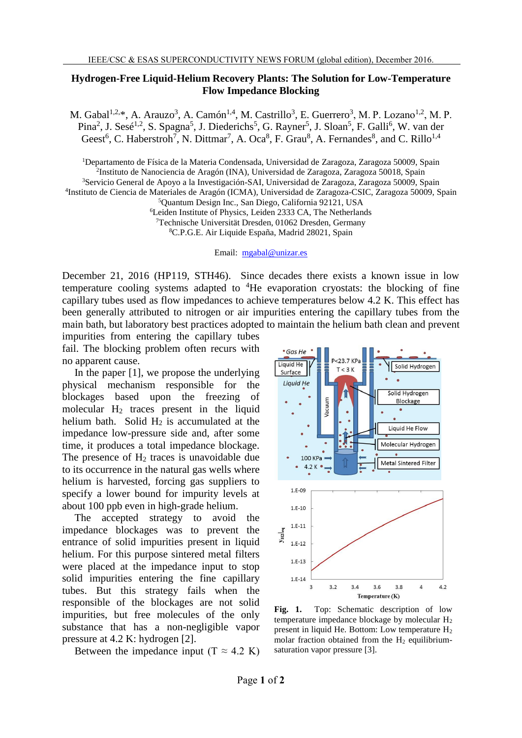# Hydrogen-Free Liquid-Helium Recovery Plants: The Solution for Low-Temperature Flow Impedance Blocking

M. Gabal[1,2,*], A. Arauzo[3], A. Camón[1,4], M. Castrillo[3], E. Guerrero[3], M. P. Lozano[1,2], M. P. Pina[2], J. Sesé[1,2], S. Spagna[5], J. Diederichs[5], G. Rayner[5], J. Sloan[5], F. Galli[6], W. van der Geest[6], C. Haberstroh[7], N. Dittmar[7], A. Oca[8], F. Grau[8], A. Fernandes[8], and C. Rillo[1,4]

[1]Departamento de Física de la Materia Condensada, Universidad de Zaragoza, Zaragoza 50009, Spain
[2]Instituto de Nanociencia de Aragón (INA), Universidad de Zaragoza, Zaragoza 50018, Spain
[3]Servicio General de Apoyo a la Investigación-SAI, Universidad de Zaragoza, Zaragoza 50009, Spain
[4]Instituto de Ciencia de Materiales de Aragón (ICMA), Universidad de Zaragoza-CSIC, Zaragoza 50009, Spain
[5]Quantum Design Inc., San Diego, California 92121, USA
[6]Leiden Institute of Physics, Leiden 2333 CA, The Netherlands
[7]Technische Universität Dresden, 01062 Dresden, Germany
[8]C.P.G.E. Air Liquide España, Madrid 28021, Spain

Email: mgabal@unizar.es

December 21, 2016 (HP119, STH46). Since decades there exists a known issue in low temperature cooling systems adapted to $^4$He evaporation cryostats: the blocking of fine capillary tubes used as flow impedances to achieve temperatures below 4.2 K. This effect has been generally attributed to nitrogen or air impurities entering the capillary tubes from the main bath, but laboratory best practices adopted to maintain the helium bath clean and prevent impurities from entering the capillary tubes fail. The blocking problem often recurs with no apparent cause.

In the paper [1], we propose the underlying physical mechanism responsible for the blockages based upon the freezing of molecular $H_2$ traces present in the liquid helium bath. Solid $H_2$ is accumulated at the impedance low-pressure side and, after some time, it produces a total impedance blockage. The presence of $H_2$ traces is unavoidable due to its occurrence in the natural gas wells where helium is harvested, forcing gas suppliers to specify a lower bound for impurity levels at about 100 ppb even in high-grade helium.

The accepted strategy to avoid the impedance blockages was to prevent the entrance of solid impurities present in liquid helium. For this purpose sintered metal filters were placed at the impedance input to stop solid impurities entering the fine capillary tubes. But this strategy fails when the responsible of the blockages are not solid impurities, but free molecules of the only substance that has a non-negligible vapor pressure at 4.2 K: hydrogen [2].

Between the impedance input (T ≈ 4.2 K)

**Fig. 1.** Top: Schematic description of low temperature impedance blockage by molecular $H_2$ present in liquid He. Bottom: Low temperature $H_2$ molar fraction obtained from the $H_2$ equilibrium-saturation vapor pressure [3].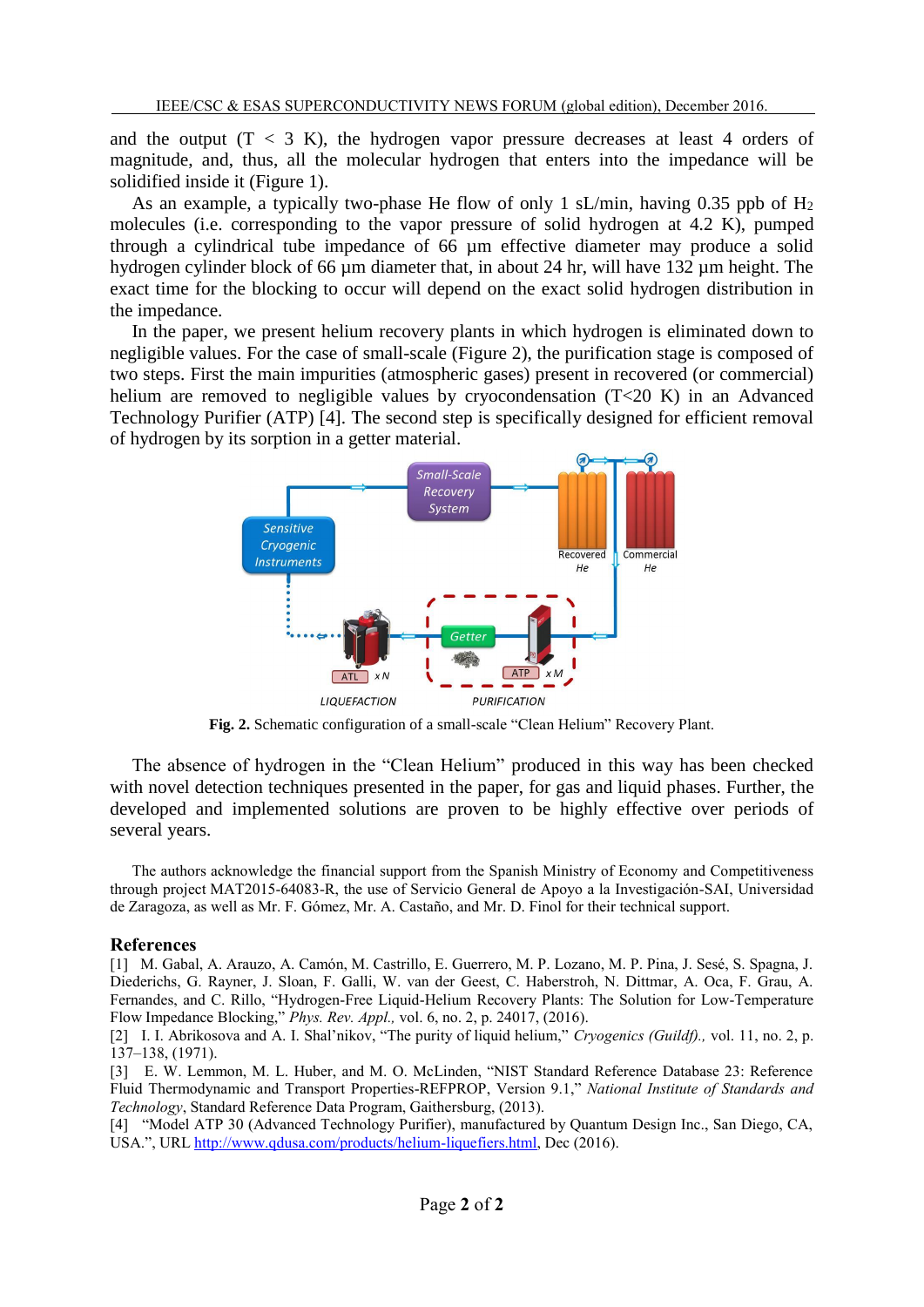and the output (T < 3 K), the hydrogen vapor pressure decreases at least 4 orders of magnitude, and, thus, all the molecular hydrogen that enters into the impedance will be solidified inside it (Figure 1).

As an example, a typically two-phase He flow of only 1 sL/min, having 0.35 ppb of $H_2$ molecules (i.e. corresponding to the vapor pressure of solid hydrogen at 4.2 K), pumped through a cylindrical tube impedance of 66 µm effective diameter may produce a solid hydrogen cylinder block of 66 µm diameter that, in about 24 hr, will have 132 µm height. The exact time for the blocking to occur will depend on the exact solid hydrogen distribution in the impedance.

In the paper, we present helium recovery plants in which hydrogen is eliminated down to negligible values. For the case of small-scale (Figure 2), the purification stage is composed of two steps. First the main impurities (atmospheric gases) present in recovered (or commercial) helium are removed to negligible values by cryocondensation (T<20 K) in an Advanced Technology Purifier (ATP) [4]. The second step is specifically designed for efficient removal of hydrogen by its sorption in a getter material.

Small-Scale Recovery System
Sensitive Cryogenic Instruments
Recovered He
Commercial He
Getter
ATL x N
ATP x M
LIQUEFACTION
PURIFICATION

**Fig. 2.** Schematic configuration of a small-scale "Clean Helium" Recovery Plant.

The absence of hydrogen in the "Clean Helium" produced in this way has been checked with novel detection techniques presented in the paper, for gas and liquid phases. Further, the developed and implemented solutions are proven to be highly effective over periods of several years.

The authors acknowledge the financial support from the Spanish Ministry of Economy and Competitiveness through project MAT2015-64083-R, the use of Servicio General de Apoyo a la Investigación-SAI, Universidad de Zaragoza, as well as Mr. F. Gómez, Mr. A. Castaño, and Mr. D. Finol for their technical support.

## References

[1] M. Gabal, A. Arauzo, A. Camón, M. Castrillo, E. Guerrero, M. P. Lozano, M. P. Pina, J. Sesé, S. Spagna, J. Diederichs, G. Rayner, J. Sloan, F. Galli, W. van der Geest, C. Haberstroh, N. Dittmar, A. Oca, F. Grau, A. Fernandes, and C. Rillo, "Hydrogen-Free Liquid-Helium Recovery Plants: The Solution for Low-Temperature Flow Impedance Blocking," *Phys. Rev. Appl.,* vol. 6, no. 2, p. 24017, (2016).

[2] I. I. Abrikosova and A. I. Shal'nikov, "The purity of liquid helium," *Cryogenics (Guildf).,* vol. 11, no. 2, p. 137–138, (1971).

[3] E. W. Lemmon, M. L. Huber, and M. O. McLinden, "NIST Standard Reference Database 23: Reference Fluid Thermodynamic and Transport Properties-REFPROP, Version 9.1," *National Institute of Standards and Technology*, Standard Reference Data Program, Gaithersburg, (2013).

[4] "Model ATP 30 (Advanced Technology Purifier), manufactured by Quantum Design Inc., San Diego, CA, USA.", URL http://www.qdusa.com/products/helium-liquefiers.html, Dec (2016).